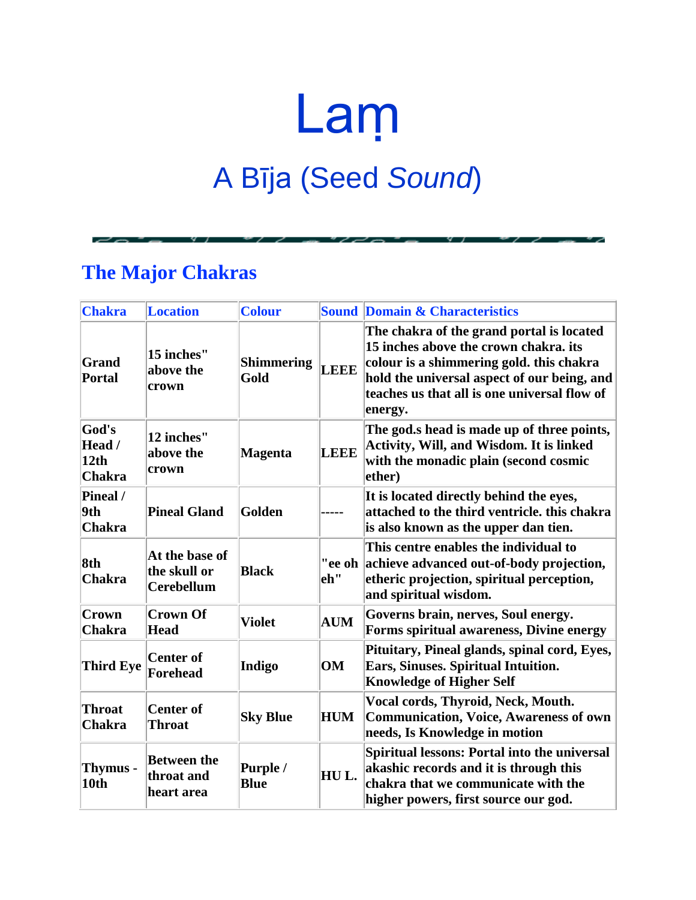# Laṃ

## A Bīja (Seed *Sound*)

---

## The Major Chakras

| Chakra | Location | Colour | Sound | Domain & Characteristics |
|---|---|---|---|---|
| Grand Portal | 15 inches" above the crown | Shimmering Gold | LEEE | The chakra of the grand portal is located 15 inches above the crown chakra. its colour is a shimmering gold. this chakra hold the universal aspect of our being, and teaches us that all is one universal flow of energy. |
| God's Head / 12th Chakra | 12 inches" above the crown | Magenta | LEEE | The god.s head is made up of three points, Activity, Will, and Wisdom. It is linked with the monadic plain (second cosmic ether) |
| Pineal / 9th Chakra | Pineal Gland | Golden | ----- | It is located directly behind the eyes, attached to the third ventricle. this chakra is also known as the upper dan tien. |
| 8th Chakra | At the base of the skull or Cerebellum | Black | "ee oh eh" | This centre enables the individual to achieve advanced out-of-body projection, etheric projection, spiritual perception, and spiritual wisdom. |
| Crown Chakra | Crown Of Head | Violet | AUM | Governs brain, nerves, Soul energy. Forms spiritual awareness, Divine energy |
| Third Eye | Center of Forehead | Indigo | OM | Pituitary, Pineal glands, spinal cord, Eyes, Ears, Sinuses. Spiritual Intuition. Knowledge of Higher Self |
| Throat Chakra | Center of Throat | Sky Blue | HUM | Vocal cords, Thyroid, Neck, Mouth. Communication, Voice, Awareness of own needs, Is Knowledge in motion |
| Thymus - 10th | Between the throat and heart area | Purple / Blue | HU L. | Spiritual lessons: Portal into the universal akashic records and it is through this chakra that we communicate with the higher powers, first source our god. |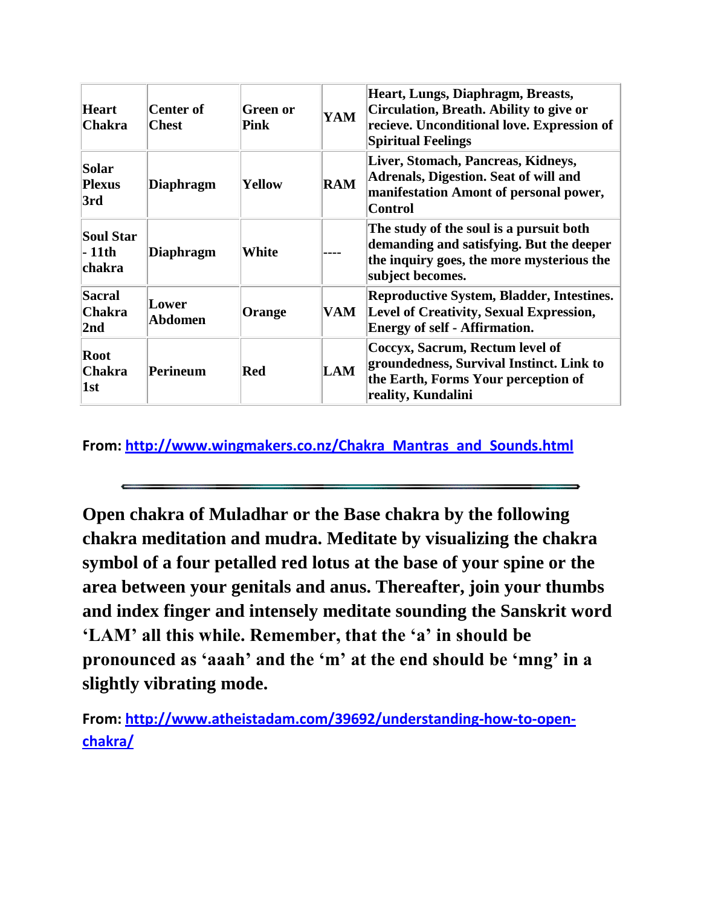| | | | | |
|---|---|---|---|---|
| **Heart Chakra** | **Center of Chest** | **Green or Pink** | **YAM** | **Heart, Lungs, Diaphragm, Breasts, Circulation, Breath. Ability to give or recieve. Unconditional love. Expression of Spiritual Feelings** |
| **Solar Plexus 3rd** | **Diaphragm** | **Yellow** | **RAM** | **Liver, Stomach, Pancreas, Kidneys, Adrenals, Digestion. Seat of will and manifestation Amont of personal power, Control** |
| **Soul Star - 11th chakra** | **Diaphragm** | **White** | **----** | **The study of the soul is a pursuit both demanding and satisfying. But the deeper the inquiry goes, the more mysterious the subject becomes.** |
| **Sacral Chakra 2nd** | **Lower Abdomen** | **Orange** | **VAM** | **Reproductive System, Bladder, Intestines. Level of Creativity, Sexual Expression, Energy of self - Affirmation.** |
| **Root Chakra 1st** | **Perineum** | **Red** | **LAM** | **Coccyx, Sacrum, Rectum level of groundedness, Survival Instinct. Link to the Earth, Forms Your perception of reality, Kundalini** |

**From: http://www.wingmakers.co.nz/Chakra_Mantras_and_Sounds.html**

---

**Open chakra of Muladhar or the Base chakra by the following chakra meditation and mudra. Meditate by visualizing the chakra symbol of a four petalled red lotus at the base of your spine or the area between your genitals and anus. Thereafter, join your thumbs and index finger and intensely meditate sounding the Sanskrit word 'LAM' all this while. Remember, that the 'a' in should be pronounced as 'aaah' and the 'm' at the end should be 'mng' in a slightly vibrating mode.**

**From: http://www.atheistadam.com/39692/understanding-how-to-open-chakra/**